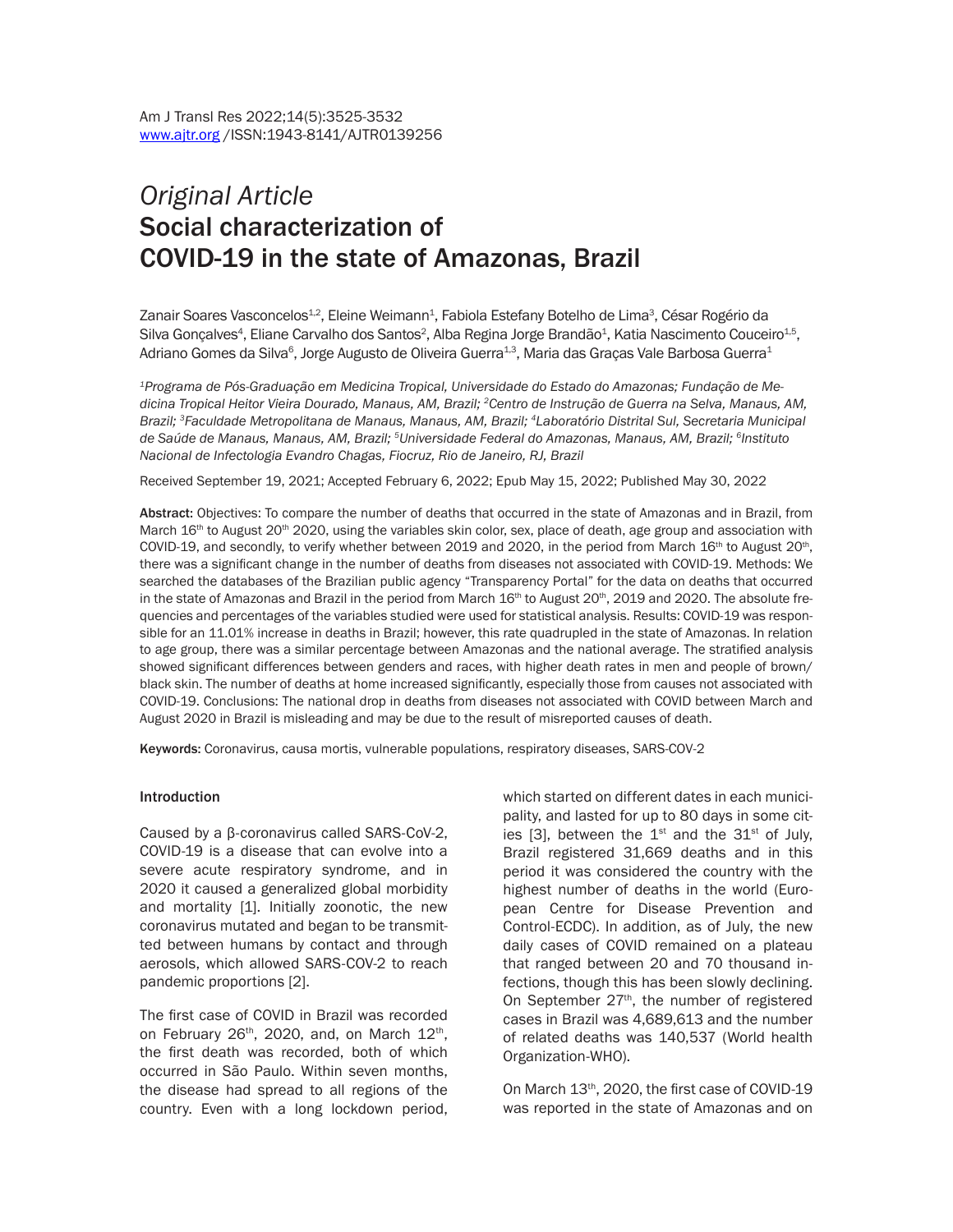*Original Article*

# Social characterization of COVID-19 in the state of Amazonas, Brazil

Zanair Soares Vasconcelos[1,2], Eleine Weimann[1], Fabiola Estefany Botelho de Lima[3], César Rogério da Silva Gonçalves[4], Eliane Carvalho dos Santos[2], Alba Regina Jorge Brandão[1], Katia Nascimento Couceiro[1,5], Adriano Gomes da Silva[6], Jorge Augusto de Oliveira Guerra[1,3], Maria das Graças Vale Barbosa Guerra[1]

*[1]Programa de Pós-Graduação em Medicina Tropical, Universidade do Estado do Amazonas; Fundação de Medicina Tropical Heitor Vieira Dourado, Manaus, AM, Brazil; [2]Centro de Instrução de Guerra na Selva, Manaus, AM, Brazil; [3]Faculdade Metropolitana de Manaus, Manaus, AM, Brazil; [4]Laboratório Distrital Sul, Secretaria Municipal de Saúde de Manaus, Manaus, AM, Brazil; [5]Universidade Federal do Amazonas, Manaus, AM, Brazil; [6]Instituto Nacional de Infectologia Evandro Chagas, Fiocruz, Rio de Janeiro, RJ, Brazil*

Received September 19, 2021; Accepted February 6, 2022; Epub May 15, 2022; Published May 30, 2022

**Abstract:** Objectives: To compare the number of deaths that occurred in the state of Amazonas and in Brazil, from March 16th to August 20th 2020, using the variables skin color, sex, place of death, age group and association with COVID-19, and secondly, to verify whether between 2019 and 2020, in the period from March 16th to August 20th, there was a significant change in the number of deaths from diseases not associated with COVID-19. Methods: We searched the databases of the Brazilian public agency "Transparency Portal" for the data on deaths that occurred in the state of Amazonas and Brazil in the period from March 16th to August 20th, 2019 and 2020. The absolute frequencies and percentages of the variables studied were used for statistical analysis. Results: COVID-19 was responsible for an 11.01% increase in deaths in Brazil; however, this rate quadrupled in the state of Amazonas. In relation to age group, there was a similar percentage between Amazonas and the national average. The stratified analysis showed significant differences between genders and races, with higher death rates in men and people of brown/black skin. The number of deaths at home increased significantly, especially those from causes not associated with COVID-19. Conclusions: The national drop in deaths from diseases not associated with COVID between March and August 2020 in Brazil is misleading and may be due to the result of misreported causes of death.

**Keywords:** Coronavirus, causa mortis, vulnerable populations, respiratory diseases, SARS-COV-2

## Introduction

Caused by a β-coronavirus called SARS-CoV-2, COVID-19 is a disease that can evolve into a severe acute respiratory syndrome, and in 2020 it caused a generalized global morbidity and mortality [1]. Initially zoonotic, the new coronavirus mutated and began to be transmitted between humans by contact and through aerosols, which allowed SARS-COV-2 to reach pandemic proportions [2].

The first case of COVID in Brazil was recorded on February 26th, 2020, and, on March 12th, the first death was recorded, both of which occurred in São Paulo. Within seven months, the disease had spread to all regions of the country. Even with a long lockdown period, which started on different dates in each municipality, and lasted for up to 80 days in some cities [3], between the 1st and the 31st of July, Brazil registered 31,669 deaths and in this period it was considered the country with the highest number of deaths in the world (European Centre for Disease Prevention and Control-ECDC). In addition, as of July, the new daily cases of COVID remained on a plateau that ranged between 20 and 70 thousand infections, though this has been slowly declining. On September 27th, the number of registered cases in Brazil was 4,689,613 and the number of related deaths was 140,537 (World health Organization-WHO).

On March 13th, 2020, the first case of COVID-19 was reported in the state of Amazonas and on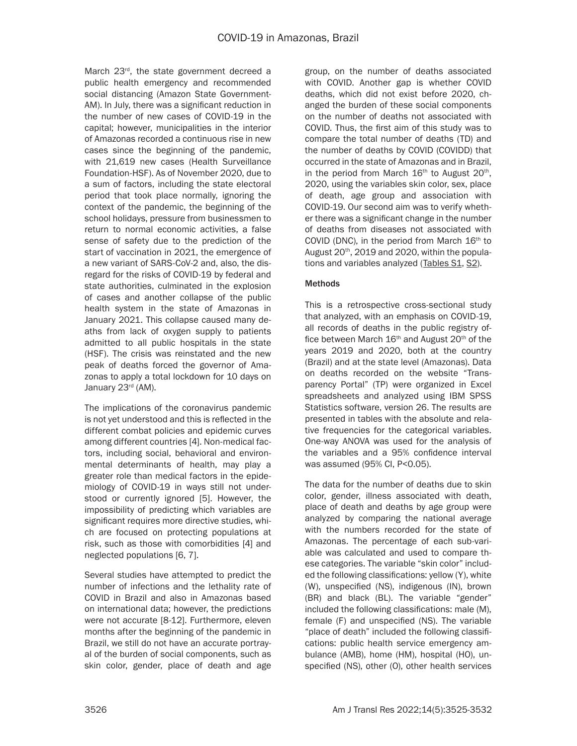March 23rd, the state government decreed a public health emergency and recommended social distancing (Amazon State Government-AM). In July, there was a significant reduction in the number of new cases of COVID-19 in the capital; however, municipalities in the interior of Amazonas recorded a continuous rise in new cases since the beginning of the pandemic, with 21,619 new cases (Health Surveillance Foundation-HSF). As of November 2020, due to a sum of factors, including the state electoral period that took place normally, ignoring the context of the pandemic, the beginning of the school holidays, pressure from businessmen to return to normal economic activities, a false sense of safety due to the prediction of the start of vaccination in 2021, the emergence of a new variant of SARS-CoV-2 and, also, the disregard for the risks of COVID-19 by federal and state authorities, culminated in the explosion of cases and another collapse of the public health system in the state of Amazonas in January 2021. This collapse caused many deaths from lack of oxygen supply to patients admitted to all public hospitals in the state (HSF). The crisis was reinstated and the new peak of deaths forced the governor of Amazonas to apply a total lockdown for 10 days on January 23rd (AM).

The implications of the coronavirus pandemic is not yet understood and this is reflected in the different combat policies and epidemic curves among different countries [4]. Non-medical factors, including social, behavioral and environmental determinants of health, may play a greater role than medical factors in the epidemiology of COVID-19 in ways still not understood or currently ignored [5]. However, the impossibility of predicting which variables are significant requires more directive studies, which are focused on protecting populations at risk, such as those with comorbidities [4] and neglected populations [6, 7].

Several studies have attempted to predict the number of infections and the lethality rate of COVID in Brazil and also in Amazonas based on international data; however, the predictions were not accurate [8-12]. Furthermore, eleven months after the beginning of the pandemic in Brazil, we still do not have an accurate portrayal of the burden of social components, such as skin color, gender, place of death and age group, on the number of deaths associated with COVID. Another gap is whether COVID deaths, which did not exist before 2020, changed the burden of these social components on the number of deaths not associated with COVID. Thus, the first aim of this study was to compare the total number of deaths (TD) and the number of deaths by COVID (COVIDD) that occurred in the state of Amazonas and in Brazil, in the period from March 16th to August 20th, 2020, using the variables skin color, sex, place of death, age group and association with COVID-19. Our second aim was to verify whether there was a significant change in the number of deaths from diseases not associated with COVID (DNC), in the period from March 16th to August 20th, 2019 and 2020, within the populations and variables analyzed (Tables S1, S2).

### Methods

This is a retrospective cross-sectional study that analyzed, with an emphasis on COVID-19, all records of deaths in the public registry office between March 16th and August 20th of the years 2019 and 2020, both at the country (Brazil) and at the state level (Amazonas). Data on deaths recorded on the website "Transparency Portal" (TP) were organized in Excel spreadsheets and analyzed using IBM SPSS Statistics software, version 26. The results are presented in tables with the absolute and relative frequencies for the categorical variables. One-way ANOVA was used for the analysis of the variables and a 95% confidence interval was assumed (95% CI, $P<0.05$).

The data for the number of deaths due to skin color, gender, illness associated with death, place of death and deaths by age group were analyzed by comparing the national average with the numbers recorded for the state of Amazonas. The percentage of each sub-variable was calculated and used to compare these categories. The variable "skin color" included the following classifications: yellow (Y), white (W), unspecified (NS), indigenous (IN), brown (BR) and black (BL). The variable "gender" included the following classifications: male (M), female (F) and unspecified (NS). The variable "place of death" included the following classifications: public health service emergency ambulance (AMB), home (HM), hospital (HO), unspecified (NS), other (O), other health services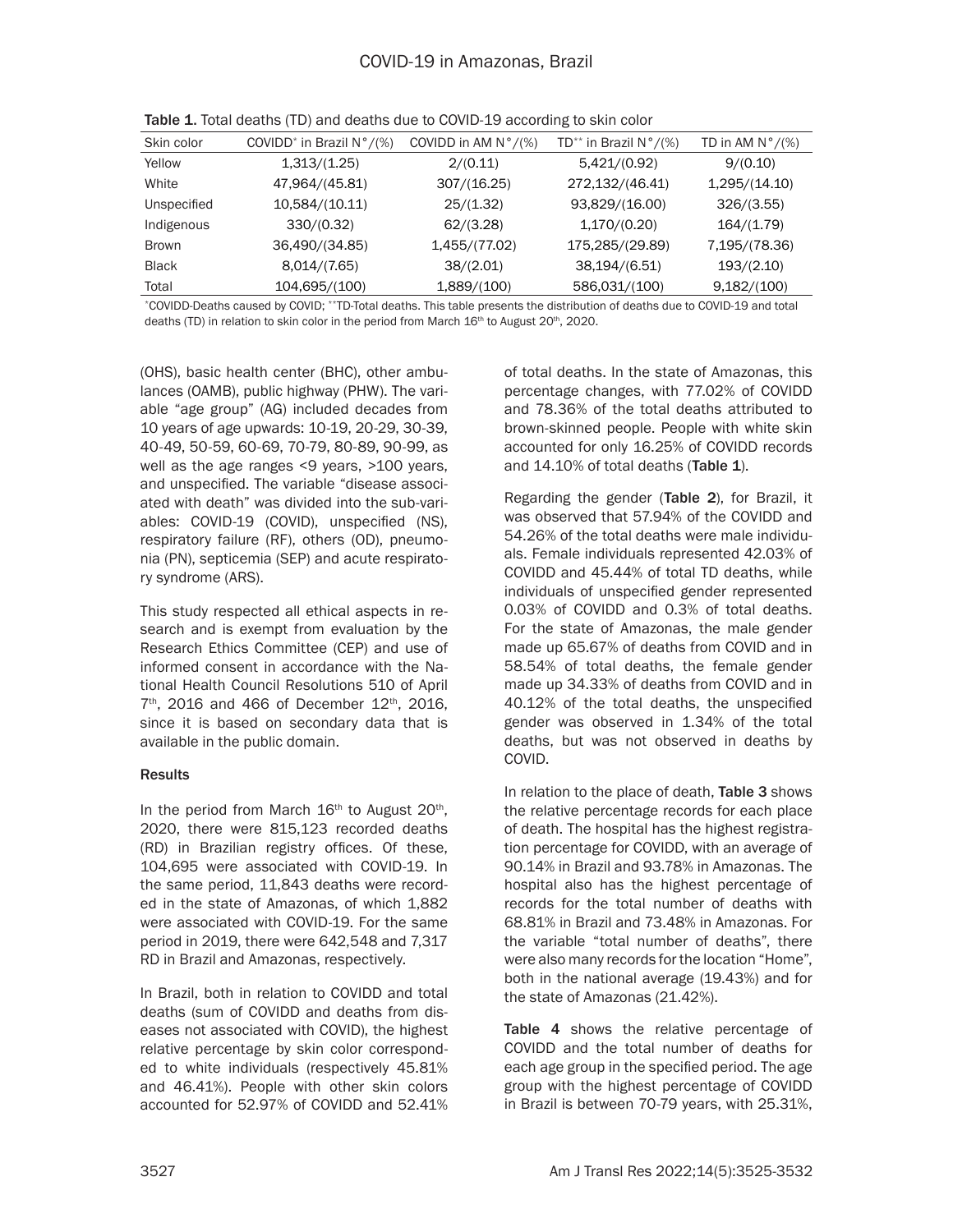**Table 1.** Total deaths (TD) and deaths due to COVID-19 according to skin color

| Skin color | COVIDD* in Brazil N°/(%) | COVIDD in AM N°/(%) | TD** in Brazil N°/(%) | TD in AM N°/(%) |
|---|---|---|---|---|
| Yellow | 1,313/(1.25) | 2/(0.11) | 5,421/(0.92) | 9/(0.10) |
| White | 47,964/(45.81) | 307/(16.25) | 272,132/(46.41) | 1,295/(14.10) |
| Unspecified | 10,584/(10.11) | 25/(1.32) | 93,829/(16.00) | 326/(3.55) |
| Indigenous | 330/(0.32) | 62/(3.28) | 1,170/(0.20) | 164/(1.79) |
| Brown | 36,490/(34.85) | 1,455/(77.02) | 175,285/(29.89) | 7,195/(78.36) |
| Black | 8,014/(7.65) | 38/(2.01) | 38,194/(6.51) | 193/(2.10) |
| Total | 104,695/(100) | 1,889/(100) | 586,031/(100) | 9,182/(100) |

*COVIDD-Deaths caused by COVID; **TD-Total deaths. This table presents the distribution of deaths due to COVID-19 and total deaths (TD) in relation to skin color in the period from March 16th to August 20th, 2020.

(OHS), basic health center (BHC), other ambulances (OAMB), public highway (PHW). The variable "age group" (AG) included decades from 10 years of age upwards: 10-19, 20-29, 30-39, 40-49, 50-59, 60-69, 70-79, 80-89, 90-99, as well as the age ranges <9 years, >100 years, and unspecified. The variable "disease associated with death" was divided into the sub-variables: COVID-19 (COVID), unspecified (NS), respiratory failure (RF), others (OD), pneumonia (PN), septicemia (SEP) and acute respiratory syndrome (ARS).

This study respected all ethical aspects in research and is exempt from evaluation by the Research Ethics Committee (CEP) and use of informed consent in accordance with the National Health Council Resolutions 510 of April 7th, 2016 and 466 of December 12th, 2016, since it is based on secondary data that is available in the public domain.

## Results

In the period from March 16th to August 20th, 2020, there were 815,123 recorded deaths (RD) in Brazilian registry offices. Of these, 104,695 were associated with COVID-19. In the same period, 11,843 deaths were recorded in the state of Amazonas, of which 1,882 were associated with COVID-19. For the same period in 2019, there were 642,548 and 7,317 RD in Brazil and Amazonas, respectively.

In Brazil, both in relation to COVIDD and total deaths (sum of COVIDD and deaths from diseases not associated with COVID), the highest relative percentage by skin color corresponded to white individuals (respectively 45.81% and 46.41%). People with other skin colors accounted for 52.97% of COVIDD and 52.41% of total deaths. In the state of Amazonas, this percentage changes, with 77.02% of COVIDD and 78.36% of the total deaths attributed to brown-skinned people. People with white skin accounted for only 16.25% of COVIDD records and 14.10% of total deaths (**Table 1**).

Regarding the gender (**Table 2**), for Brazil, it was observed that 57.94% of the COVIDD and 54.26% of the total deaths were male individuals. Female individuals represented 42.03% of COVIDD and 45.44% of total TD deaths, while individuals of unspecified gender represented 0.03% of COVIDD and 0.3% of total deaths. For the state of Amazonas, the male gender made up 65.67% of deaths from COVID and in 58.54% of total deaths, the female gender made up 34.33% of deaths from COVID and in 40.12% of the total deaths, the unspecified gender was observed in 1.34% of the total deaths, but was not observed in deaths by COVID.

In relation to the place of death, **Table 3** shows the relative percentage records for each place of death. The hospital has the highest registration percentage for COVIDD, with an average of 90.14% in Brazil and 93.78% in Amazonas. The hospital also has the highest percentage of records for the total number of deaths with 68.81% in Brazil and 73.48% in Amazonas. For the variable "total number of deaths", there were also many records for the location "Home", both in the national average (19.43%) and for the state of Amazonas (21.42%).

**Table 4** shows the relative percentage of COVIDD and the total number of deaths for each age group in the specified period. The age group with the highest percentage of COVIDD in Brazil is between 70-79 years, with 25.31%,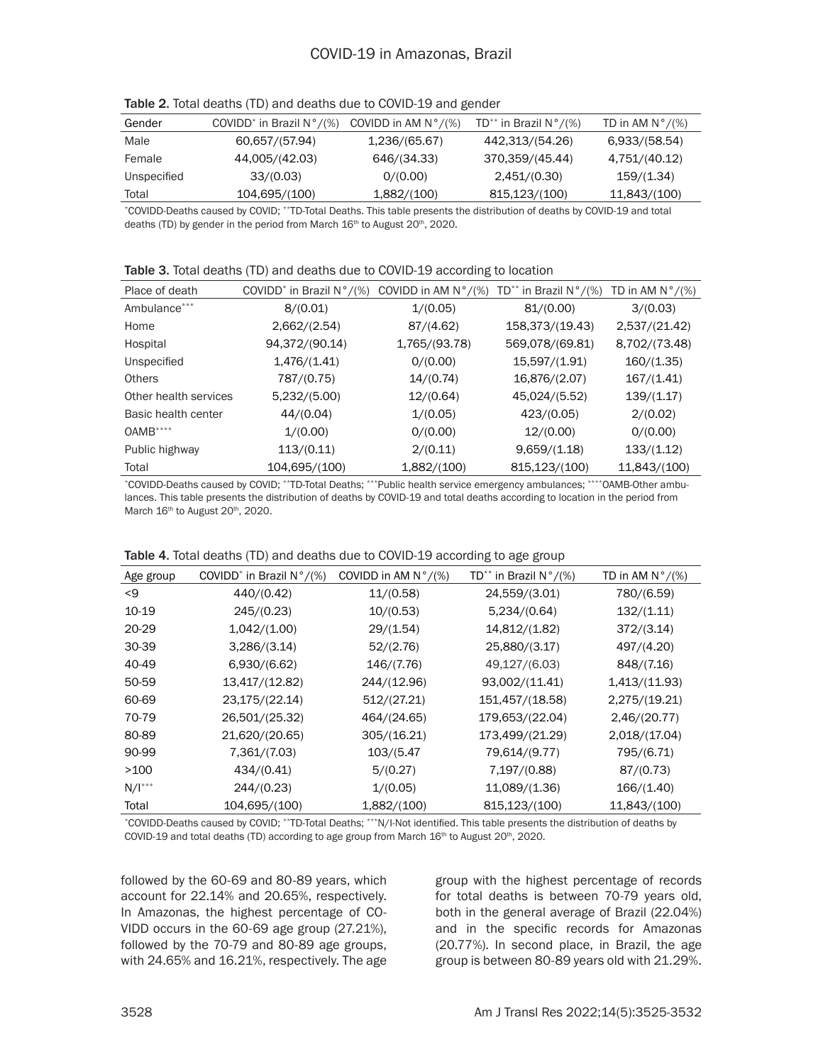**Table 2.** Total deaths (TD) and deaths due to COVID-19 and gender

| Gender | COVIDD* in Brazil N°/(%) | COVIDD in AM N°/(%) | TD** in Brazil N°/(%) | TD in AM N°/(%) |
|---|---|---|---|---|
| Male | 60,657/(57.94) | 1,236/(65.67) | 442,313/(54.26) | 6,933/(58.54) |
| Female | 44,005/(42.03) | 646/(34.33) | 370,359/(45.44) | 4,751/(40.12) |
| Unspecified | 33/(0.03) | 0/(0.00) | 2,451/(0.30) | 159/(1.34) |
| Total | 104,695/(100) | 1,882/(100) | 815,123/(100) | 11,843/(100) |

*COVIDD-Deaths caused by COVID; **TD-Total Deaths. This table presents the distribution of deaths by COVID-19 and total deaths (TD) by gender in the period from March 16th to August 20th, 2020.

**Table 3.** Total deaths (TD) and deaths due to COVID-19 according to location

| Place of death | COVIDD* in Brazil N°/(%) | COVIDD in AM N°/(%) | TD** in Brazil N°/(%) | TD in AM N°/(%) |
|---|---|---|---|---|
| Ambulance*** | 8/(0.01) | 1/(0.05) | 81/(0.00) | 3/(0.03) |
| Home | 2,662/(2.54) | 87/(4.62) | 158,373/(19.43) | 2,537/(21.42) |
| Hospital | 94,372/(90.14) | 1,765/(93.78) | 569,078/(69.81) | 8,702/(73.48) |
| Unspecified | 1,476/(1.41) | 0/(0.00) | 15,597/(1.91) | 160/(1.35) |
| Others | 787/(0.75) | 14/(0.74) | 16,876/(2.07) | 167/(1.41) |
| Other health services | 5,232/(5.00) | 12/(0.64) | 45,024/(5.52) | 139/(1.17) |
| Basic health center | 44/(0.04) | 1/(0.05) | 423/(0.05) | 2/(0.02) |
| OAMB**** | 1/(0.00) | 0/(0.00) | 12/(0.00) | 0/(0.00) |
| Public highway | 113/(0.11) | 2/(0.11) | 9,659/(1.18) | 133/(1.12) |
| Total | 104,695/(100) | 1,882/(100) | 815,123/(100) | 11,843/(100) |

*COVIDD-Deaths caused by COVID; **TD-Total Deaths; ***Public health service emergency ambulances; ****OAMB-Other ambulances. This table presents the distribution of deaths by COVID-19 and total deaths according to location in the period from March 16th to August 20th, 2020.

**Table 4.** Total deaths (TD) and deaths due to COVID-19 according to age group

| Age group | COVIDD* in Brazil N°/(%) | COVIDD in AM N°/(%) | TD** in Brazil N°/(%) | TD in AM N°/(%) |
|---|---|---|---|---|
| <9 | 440/(0.42) | 11/(0.58) | 24,559/(3.01) | 780/(6.59) |
| 10-19 | 245/(0.23) | 10/(0.53) | 5,234/(0.64) | 132/(1.11) |
| 20-29 | 1,042/(1.00) | 29/(1.54) | 14,812/(1.82) | 372/(3.14) |
| 30-39 | 3,286/(3.14) | 52/(2.76) | 25,880/(3.17) | 497/(4.20) |
| 40-49 | 6,930/(6.62) | 146/(7.76) | 49,127/(6.03) | 848/(7.16) |
| 50-59 | 13,417/(12.82) | 244/(12.96) | 93,002/(11.41) | 1,413/(11.93) |
| 60-69 | 23,175/(22.14) | 512/(27.21) | 151,457/(18.58) | 2,275/(19.21) |
| 70-79 | 26,501/(25.32) | 464/(24.65) | 179,653/(22.04) | 2,46/(20.77) |
| 80-89 | 21,620/(20.65) | 305/(16.21) | 173,499/(21.29) | 2,018/(17.04) |
| 90-99 | 7,361/(7.03) | 103/(5.47 | 79,614/(9.77) | 795/(6.71) |
| >100 | 434/(0.41) | 5/(0.27) | 7,197/(0.88) | 87/(0.73) |
| N/I*** | 244/(0.23) | 1/(0.05) | 11,089/(1.36) | 166/(1.40) |
| Total | 104,695/(100) | 1,882/(100) | 815,123/(100) | 11,843/(100) |

*COVIDD-Deaths caused by COVID; **TD-Total Deaths; ***N/I-Not identified. This table presents the distribution of deaths by COVID-19 and total deaths (TD) according to age group from March 16th to August 20th, 2020.

followed by the 60-69 and 80-89 years, which account for 22.14% and 20.65%, respectively. In Amazonas, the highest percentage of COVIDD occurs in the 60-69 age group (27.21%), followed by the 70-79 and 80-89 age groups, with 24.65% and 16.21%, respectively. The age group with the highest percentage of records for total deaths is between 70-79 years old, both in the general average of Brazil (22.04%) and in the specific records for Amazonas (20.77%). In second place, in Brazil, the age group is between 80-89 years old with 21.29%.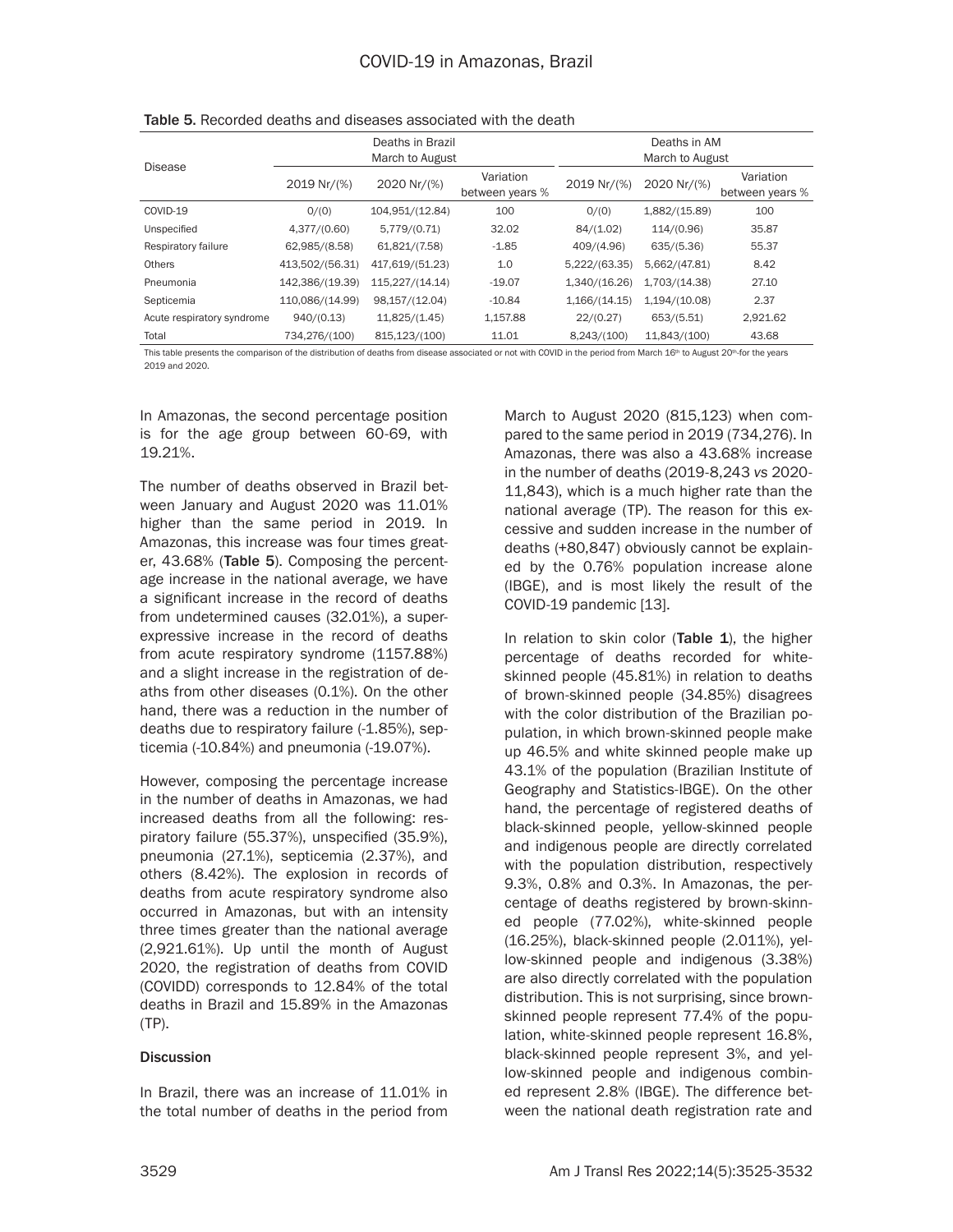**Table 5.** Recorded deaths and diseases associated with the death

| Disease | Deaths in Brazil March to August | | | Deaths in AM March to August | | |
|---|---|---|---|---|---|---|
| | 2019 Nr/(%) | 2020 Nr/(%) | Variation between years % | 2019 Nr/(%) | 2020 Nr/(%) | Variation between years % |
| COVID-19 | 0/(0) | 104,951/(12.84) | 100 | 0/(0) | 1,882/(15.89) | 100 |
| Unspecified | 4,377/(0.60) | 5,779/(0.71) | 32.02 | 84/(1.02) | 114/(0.96) | 35.87 |
| Respiratory failure | 62,985/(8.58) | 61,821/(7.58) | -1.85 | 409/(4.96) | 635/(5.36) | 55.37 |
| Others | 413,502/(56.31) | 417,619/(51.23) | 1.0 | 5,222/(63.35) | 5,662/(47.81) | 8.42 |
| Pneumonia | 142,386/(19.39) | 115,227/(14.14) | -19.07 | 1,340/(16.26) | 1,703/(14.38) | 27.10 |
| Septicemia | 110,086/(14.99) | 98,157/(12.04) | -10.84 | 1,166/(14.15) | 1,194/(10.08) | 2.37 |
| Acute respiratory syndrome | 940/(0.13) | 11,825/(1.45) | 1,157.88 | 22/(0.27) | 653/(5.51) | 2,921.62 |
| Total | 734,276/(100) | 815,123/(100) | 11.01 | 8,243/(100) | 11,843/(100) | 43.68 |

This table presents the comparison of the distribution of deaths from disease associated or not with COVID in the period from March 16th to August 20th for the years 2019 and 2020.

In Amazonas, the second percentage position is for the age group between 60-69, with 19.21%.

The number of deaths observed in Brazil between January and August 2020 was 11.01% higher than the same period in 2019. In Amazonas, this increase was four times greater, 43.68% (**Table 5**). Composing the percentage increase in the national average, we have a significant increase in the record of deaths from undetermined causes (32.01%), a super-expressive increase in the record of deaths from acute respiratory syndrome (1157.88%) and a slight increase in the registration of deaths from other diseases (0.1%). On the other hand, there was a reduction in the number of deaths due to respiratory failure (-1.85%), septicemia (-10.84%) and pneumonia (-19.07%).

However, composing the percentage increase in the number of deaths in Amazonas, we had increased deaths from all the following: respiratory failure (55.37%), unspecified (35.9%), pneumonia (27.1%), septicemia (2.37%), and others (8.42%). The explosion in records of deaths from acute respiratory syndrome also occurred in Amazonas, but with an intensity three times greater than the national average (2,921.61%). Up until the month of August 2020, the registration of deaths from COVID (COVIDD) corresponds to 12.84% of the total deaths in Brazil and 15.89% in the Amazonas (TP).

## Discussion

In Brazil, there was an increase of 11.01% in the total number of deaths in the period from March to August 2020 (815,123) when compared to the same period in 2019 (734,276). In Amazonas, there was also a 43.68% increase in the number of deaths (2019-8,243 *vs* 2020-11,843), which is a much higher rate than the national average (TP). The reason for this excessive and sudden increase in the number of deaths (+80,847) obviously cannot be explained by the 0.76% population increase alone (IBGE), and is most likely the result of the COVID-19 pandemic [13].

In relation to skin color (**Table 1**), the higher percentage of deaths recorded for white-skinned people (45.81%) in relation to deaths of brown-skinned people (34.85%) disagrees with the color distribution of the Brazilian population, in which brown-skinned people make up 46.5% and white skinned people make up 43.1% of the population (Brazilian Institute of Geography and Statistics-IBGE). On the other hand, the percentage of registered deaths of black-skinned people, yellow-skinned people and indigenous people are directly correlated with the population distribution, respectively 9.3%, 0.8% and 0.3%. In Amazonas, the percentage of deaths registered by brown-skinned people (77.02%), white-skinned people (16.25%), black-skinned people (2.011%), yellow-skinned people and indigenous (3.38%) are also directly correlated with the population distribution. This is not surprising, since brown-skinned people represent 77.4% of the population, white-skinned people represent 16.8%, black-skinned people represent 3%, and yellow-skinned people and indigenous combined represent 2.8% (IBGE). The difference between the national death registration rate and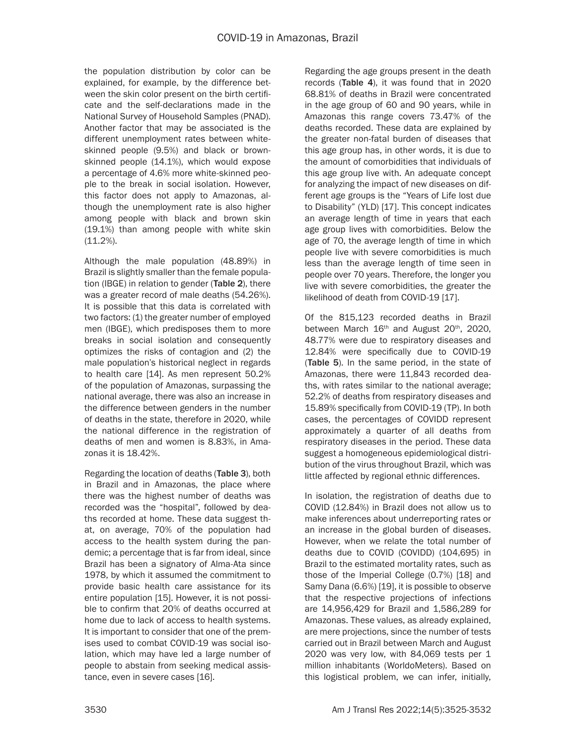the population distribution by color can be explained, for example, by the difference between the skin color present on the birth certificate and the self-declarations made in the National Survey of Household Samples (PNAD). Another factor that may be associated is the different unemployment rates between white-skinned people (9.5%) and black or brown-skinned people (14.1%), which would expose a percentage of 4.6% more white-skinned people to the break in social isolation. However, this factor does not apply to Amazonas, although the unemployment rate is also higher among people with black and brown skin (19.1%) than among people with white skin (11.2%).

Although the male population (48.89%) in Brazil is slightly smaller than the female population (IBGE) in relation to gender (**Table 2**), there was a greater record of male deaths (54.26%). It is possible that this data is correlated with two factors: (1) the greater number of employed men (IBGE), which predisposes them to more breaks in social isolation and consequently optimizes the risks of contagion and (2) the male population's historical neglect in regards to health care [14]. As men represent 50.2% of the population of Amazonas, surpassing the national average, there was also an increase in the difference between genders in the number of deaths in the state, therefore in 2020, while the national difference in the registration of deaths of men and women is 8.83%, in Amazonas it is 18.42%.

Regarding the location of deaths (**Table 3**), both in Brazil and in Amazonas, the place where there was the highest number of deaths was recorded was the "hospital", followed by deaths recorded at home. These data suggest that, on average, 70% of the population had access to the health system during the pandemic; a percentage that is far from ideal, since Brazil has been a signatory of Alma-Ata since 1978, by which it assumed the commitment to provide basic health care assistance for its entire population [15]. However, it is not possible to confirm that 20% of deaths occurred at home due to lack of access to health systems. It is important to consider that one of the premises used to combat COVID-19 was social isolation, which may have led a large number of people to abstain from seeking medical assistance, even in severe cases [16].

Regarding the age groups present in the death records (**Table 4**), it was found that in 2020 68.81% of deaths in Brazil were concentrated in the age group of 60 and 90 years, while in Amazonas this range covers 73.47% of the deaths recorded. These data are explained by the greater non-fatal burden of diseases that this age group has, in other words, it is due to the amount of comorbidities that individuals of this age group live with. An adequate concept for analyzing the impact of new diseases on different age groups is the "Years of Life lost due to Disability" (YLD) [17]. This concept indicates an average length of time in years that each age group lives with comorbidities. Below the age of 70, the average length of time in which people live with severe comorbidities is much less than the average length of time seen in people over 70 years. Therefore, the longer you live with severe comorbidities, the greater the likelihood of death from COVID-19 [17].

Of the 815,123 recorded deaths in Brazil between March 16th and August 20th, 2020, 48.77% were due to respiratory diseases and 12.84% were specifically due to COVID-19 (**Table 5**). In the same period, in the state of Amazonas, there were 11,843 recorded deaths, with rates similar to the national average; 52.2% of deaths from respiratory diseases and 15.89% specifically from COVID-19 (TP). In both cases, the percentages of COVIDD represent approximately a quarter of all deaths from respiratory diseases in the period. These data suggest a homogeneous epidemiological distribution of the virus throughout Brazil, which was little affected by regional ethnic differences.

In isolation, the registration of deaths due to COVID (12.84%) in Brazil does not allow us to make inferences about underreporting rates or an increase in the global burden of diseases. However, when we relate the total number of deaths due to COVID (COVIDD) (104,695) in Brazil to the estimated mortality rates, such as those of the Imperial College (0.7%) [18] and Samy Dana (6.6%) [19], it is possible to observe that the respective projections of infections are 14,956,429 for Brazil and 1,586,289 for Amazonas. These values, as already explained, are mere projections, since the number of tests carried out in Brazil between March and August 2020 was very low, with 84,069 tests per 1 million inhabitants (WorldoMeters). Based on this logistical problem, we can infer, initially,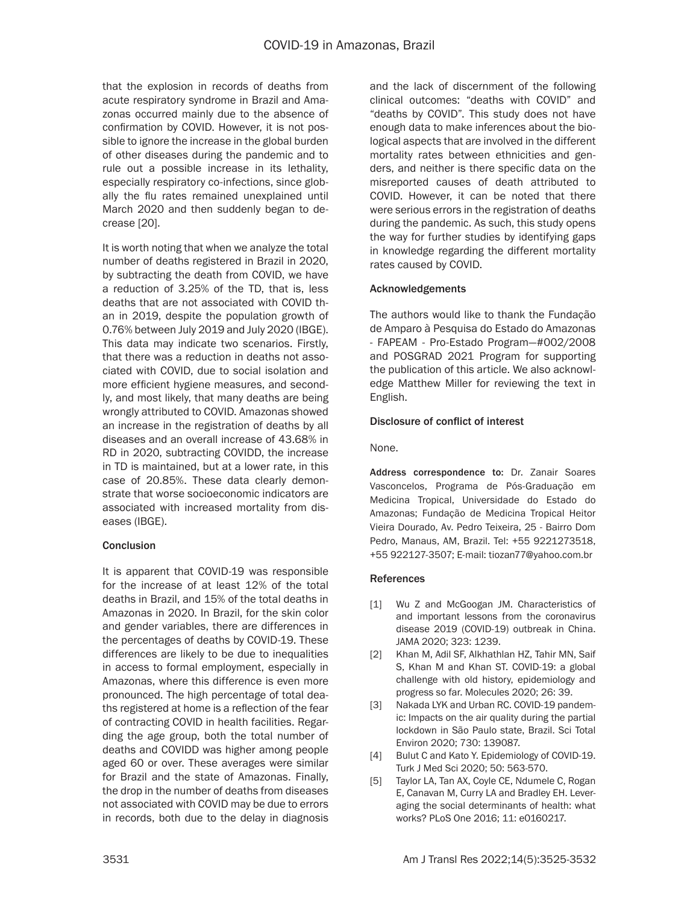that the explosion in records of deaths from acute respiratory syndrome in Brazil and Amazonas occurred mainly due to the absence of confirmation by COVID. However, it is not possible to ignore the increase in the global burden of other diseases during the pandemic and to rule out a possible increase in its lethality, especially respiratory co-infections, since globally the flu rates remained unexplained until March 2020 and then suddenly began to decrease [20].

It is worth noting that when we analyze the total number of deaths registered in Brazil in 2020, by subtracting the death from COVID, we have a reduction of 3.25% of the TD, that is, less deaths that are not associated with COVID than in 2019, despite the population growth of 0.76% between July 2019 and July 2020 (IBGE). This data may indicate two scenarios. Firstly, that there was a reduction in deaths not associated with COVID, due to social isolation and more efficient hygiene measures, and secondly, and most likely, that many deaths are being wrongly attributed to COVID. Amazonas showed an increase in the registration of deaths by all diseases and an overall increase of 43.68% in RD in 2020, subtracting COVIDD, the increase in TD is maintained, but at a lower rate, in this case of 20.85%. These data clearly demonstrate that worse socioeconomic indicators are associated with increased mortality from diseases (IBGE).

## Conclusion

It is apparent that COVID-19 was responsible for the increase of at least 12% of the total deaths in Brazil, and 15% of the total deaths in Amazonas in 2020. In Brazil, for the skin color and gender variables, there are differences in the percentages of deaths by COVID-19. These differences are likely to be due to inequalities in access to formal employment, especially in Amazonas, where this difference is even more pronounced. The high percentage of total deaths registered at home is a reflection of the fear of contracting COVID in health facilities. Regarding the age group, both the total number of deaths and COVIDD was higher among people aged 60 or over. These averages were similar for Brazil and the state of Amazonas. Finally, the drop in the number of deaths from diseases not associated with COVID may be due to errors in records, both due to the delay in diagnosis and the lack of discernment of the following clinical outcomes: "deaths with COVID" and "deaths by COVID". This study does not have enough data to make inferences about the biological aspects that are involved in the different mortality rates between ethnicities and genders, and neither is there specific data on the misreported causes of death attributed to COVID. However, it can be noted that there were serious errors in the registration of deaths during the pandemic. As such, this study opens the way for further studies by identifying gaps in knowledge regarding the different mortality rates caused by COVID.

## Acknowledgements

The authors would like to thank the Fundação de Amparo à Pesquisa do Estado do Amazonas - FAPEAM - Pro-Estado Program—#002/2008 and POSGRAD 2021 Program for supporting the publication of this article. We also acknowledge Matthew Miller for reviewing the text in English.

## Disclosure of conflict of interest

None.

**Address correspondence to:** Dr. Zanair Soares Vasconcelos, Programa de Pós-Graduação em Medicina Tropical, Universidade do Estado do Amazonas; Fundação de Medicina Tropical Heitor Vieira Dourado, Av. Pedro Teixeira, 25 - Bairro Dom Pedro, Manaus, AM, Brazil. Tel: +55 9221273518, +55 922127-3507; E-mail: tiozan77@yahoo.com.br

## References

[1] Wu Z and McGoogan JM. Characteristics of and important lessons from the coronavirus disease 2019 (COVID-19) outbreak in China. JAMA 2020; 323: 1239.

[2] Khan M, Adil SF, Alkhathlan HZ, Tahir MN, Saif S, Khan M and Khan ST. COVID-19: a global challenge with old history, epidemiology and progress so far. Molecules 2020; 26: 39.

[3] Nakada LYK and Urban RC. COVID-19 pandemic: Impacts on the air quality during the partial lockdown in São Paulo state, Brazil. Sci Total Environ 2020; 730: 139087.

[4] Bulut C and Kato Y. Epidemiology of COVID-19. Turk J Med Sci 2020; 50: 563-570.

[5] Taylor LA, Tan AX, Coyle CE, Ndumele C, Rogan E, Canavan M, Curry LA and Bradley EH. Leveraging the social determinants of health: what works? PLoS One 2016; 11: e0160217.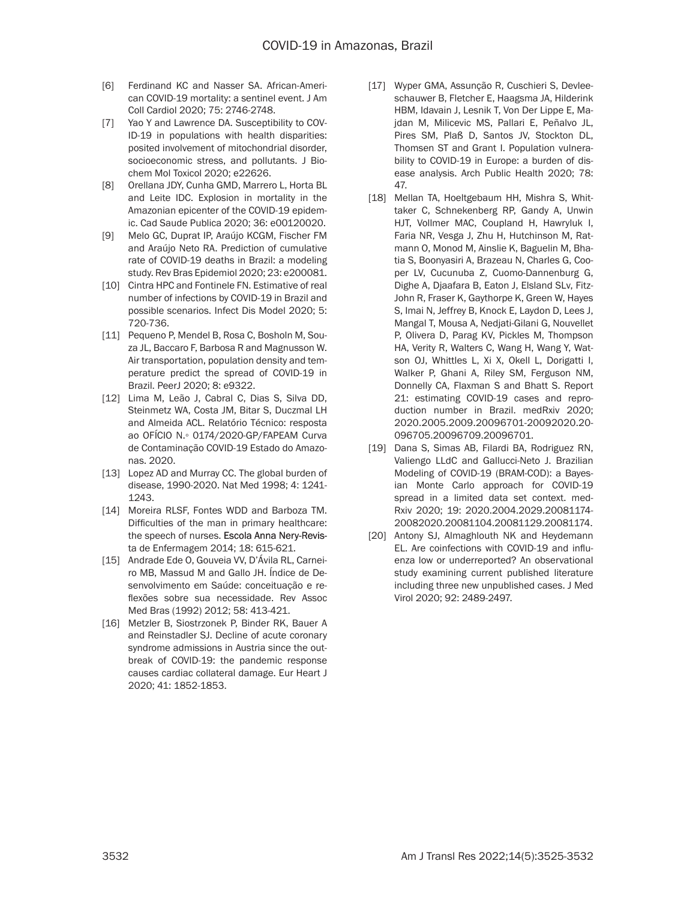[6] Ferdinand KC and Nasser SA. African-American COVID-19 mortality: a sentinel event. J Am Coll Cardiol 2020; 75: 2746-2748.

[7] Yao Y and Lawrence DA. Susceptibility to COVID-19 in populations with health disparities: posited involvement of mitochondrial disorder, socioeconomic stress, and pollutants. J Biochem Mol Toxicol 2020; e22626.

[8] Orellana JDY, Cunha GMD, Marrero L, Horta BL and Leite IDC. Explosion in mortality in the Amazonian epicenter of the COVID-19 epidemic. Cad Saude Publica 2020; 36: e00120020.

[9] Melo GC, Duprat IP, Araújo KCGM, Fischer FM and Araújo Neto RA. Prediction of cumulative rate of COVID-19 deaths in Brazil: a modeling study. Rev Bras Epidemiol 2020; 23: e200081.

[10] Cintra HPC and Fontinele FN. Estimative of real number of infections by COVID-19 in Brazil and possible scenarios. Infect Dis Model 2020; 5: 720-736.

[11] Pequeno P, Mendel B, Rosa C, Bosholn M, Souza JL, Baccaro F, Barbosa R and Magnusson W. Air transportation, population density and temperature predict the spread of COVID-19 in Brazil. PeerJ 2020; 8: e9322.

[12] Lima M, Leão J, Cabral C, Dias S, Silva DD, Steinmetz WA, Costa JM, Bitar S, Duczmal LH and Almeida ACL. Relatório Técnico: resposta ao OFÍCIO N.◦ 0174/2020-GP/FAPEAM Curva de Contaminação COVID-19 Estado do Amazonas. 2020.

[13] Lopez AD and Murray CC. The global burden of disease, 1990-2020. Nat Med 1998; 4: 1241-1243.

[14] Moreira RLSF, Fontes WDD and Barboza TM. Difficulties of the man in primary healthcare: the speech of nurses. Escola Anna Nery-Revista de Enfermagem 2014; 18: 615-621.

[15] Andrade Ede O, Gouveia VV, D'Ávila RL, Carneiro MB, Massud M and Gallo JH. Índice de Desenvolvimento em Saúde: conceituação e reflexões sobre sua necessidade. Rev Assoc Med Bras (1992) 2012; 58: 413-421.

[16] Metzler B, Siostrzonek P, Binder RK, Bauer A and Reinstadler SJ. Decline of acute coronary syndrome admissions in Austria since the outbreak of COVID-19: the pandemic response causes cardiac collateral damage. Eur Heart J 2020; 41: 1852-1853.

[17] Wyper GMA, Assunção R, Cuschieri S, Devleesschauwer B, Fletcher E, Haagsma JA, Hilderink HBM, Idavain J, Lesnik T, Von Der Lippe E, Majdan M, Milicevic MS, Pallari E, Peñalvo JL, Pires SM, Plaß D, Santos JV, Stockton DL, Thomsen ST and Grant I. Population vulnerability to COVID-19 in Europe: a burden of disease analysis. Arch Public Health 2020; 78: 47.

[18] Mellan TA, Hoeltgebaum HH, Mishra S, Whittaker C, Schnekenberg RP, Gandy A, Unwin HJT, Vollmer MAC, Coupland H, Hawryluk I, Faria NR, Vesga J, Zhu H, Hutchinson M, Ratmann O, Monod M, Ainslie K, Baguelin M, Bhatia S, Boonyasiri A, Brazeau N, Charles G, Cooper LV, Cucunuba Z, Cuomo-Dannenburg G, Dighe A, Djaafara B, Eaton J, Elsland SLv, FitzJohn R, Fraser K, Gaythorpe K, Green W, Hayes S, Imai N, Jeffrey B, Knock E, Laydon D, Lees J, Mangal T, Mousa A, Nedjati-Gilani G, Nouvellet P, Olivera D, Parag KV, Pickles M, Thompson HA, Verity R, Walters C, Wang H, Wang Y, Watson OJ, Whittles L, Xi X, Okell L, Dorigatti I, Walker P, Ghani A, Riley SM, Ferguson NM, Donnelly CA, Flaxman S and Bhatt S. Report 21: estimating COVID-19 cases and reproduction number in Brazil. medRxiv 2020; 2020.2005.2009.20096701-20092020.20096705.20096709.20096701.

[19] Dana S, Simas AB, Filardi BA, Rodriguez RN, Valiengo LLdC and Gallucci-Neto J. Brazilian Modeling of COVID-19 (BRAM-COD): a Bayesian Monte Carlo approach for COVID-19 spread in a limited data set context. medRxiv 2020; 19: 2020.2004.2029.20081174-20082020.20081104.20081129.20081174.

[20] Antony SJ, Almaghlouth NK and Heydemann EL. Are coinfections with COVID-19 and influenza low or underreported? An observational study examining current published literature including three new unpublished cases. J Med Virol 2020; 92: 2489-2497.